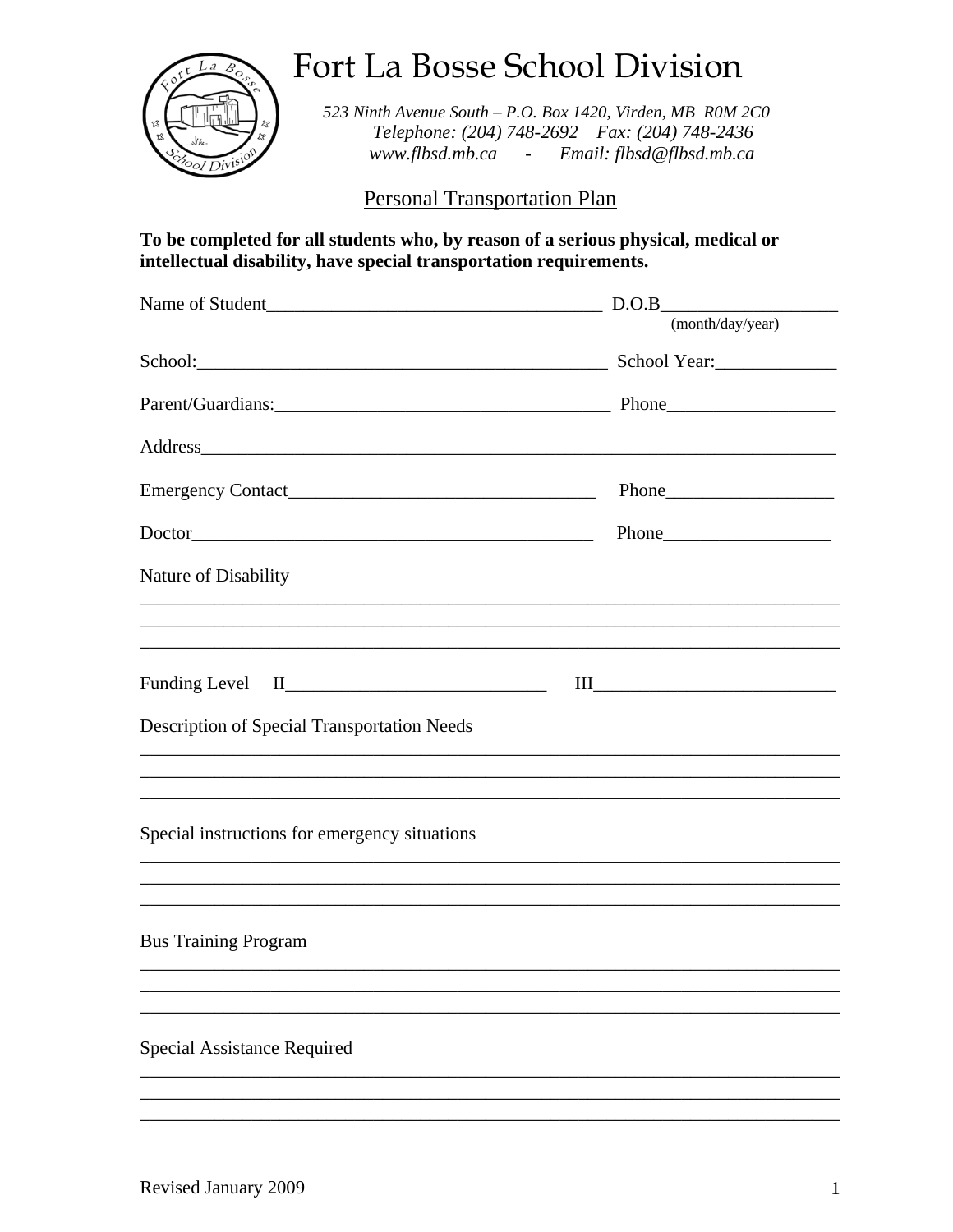# Fort La Bosse School Division

*523 Ninth Avenue South – P.O. Box 1420, Virden, MB R0M 2C0*
*Telephone: (204) 748-2692 Fax: (204) 748-2436*
*www.flbsd.mb.ca - Email: flbsd@flbsd.mb.ca*

## Personal Transportation Plan

**To be completed for all students who, by reason of a serious physical, medical or intellectual disability, have special transportation requirements.**

Name of Student_____________________________________ D.O.B__________________
(month/day/year)

School:____________________________________________ School Year:_____________

Parent/Guardians:___________________________________ Phone__________________

Address_____________________________________________________________________

Emergency Contact_________________________________ Phone__________________

Doctor_____________________________________________ Phone__________________

Nature of Disability

_____________________________________________________________________________
_____________________________________________________________________________
_____________________________________________________________________________

Funding Level II____________________________ III__________________________

Description of Special Transportation Needs

_____________________________________________________________________________
_____________________________________________________________________________
_____________________________________________________________________________

Special instructions for emergency situations

_____________________________________________________________________________
_____________________________________________________________________________
_____________________________________________________________________________

Bus Training Program

_____________________________________________________________________________
_____________________________________________________________________________
_____________________________________________________________________________

Special Assistance Required

_____________________________________________________________________________
_____________________________________________________________________________
_____________________________________________________________________________

Revised January 2009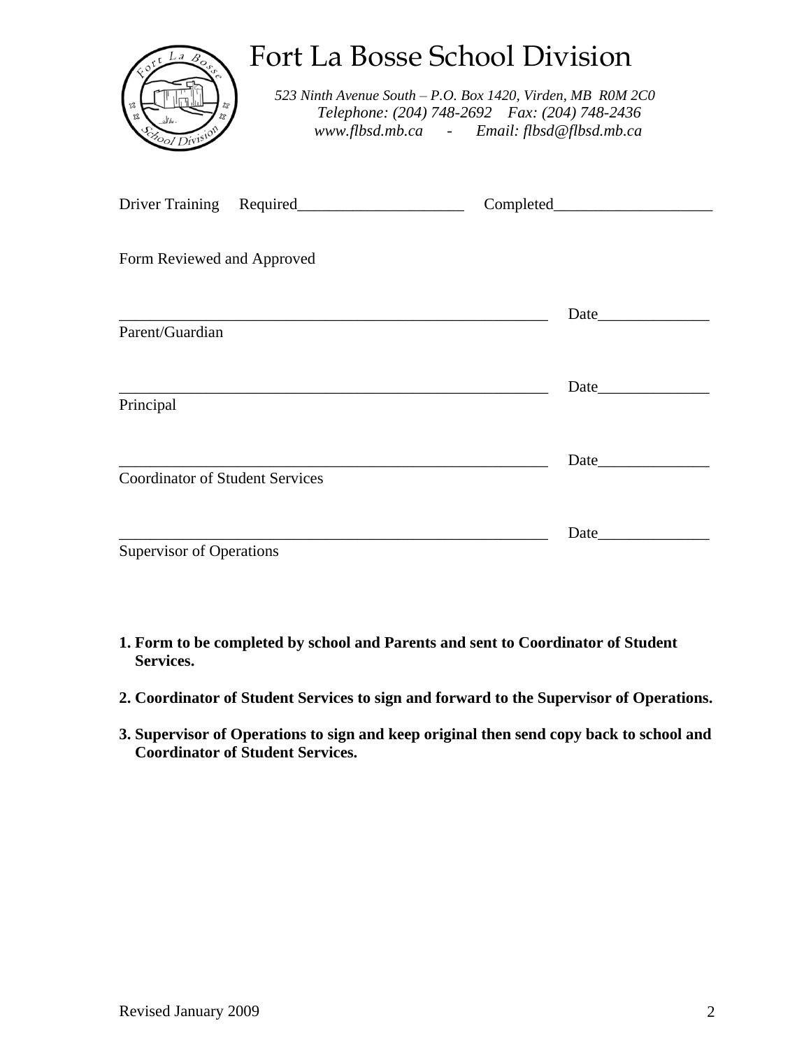# Fort La Bosse School Division

*523 Ninth Avenue South – P.O. Box 1420, Virden, MB R0M 2C0*
*Telephone: (204) 748-2692 Fax: (204) 748-2436*
*www.flbsd.mb.ca - Email: flbsd@flbsd.mb.ca*

Driver Training Required_____________________ Completed____________________

Form Reviewed and Approved

_________________________________________________________ Date_______________
Parent/Guardian

_________________________________________________________ Date_______________
Principal

_________________________________________________________ Date_______________
Coordinator of Student Services

_________________________________________________________ Date_______________
Supervisor of Operations

1. **Form to be completed by school and Parents and sent to Coordinator of Student Services.**
2. **Coordinator of Student Services to sign and forward to the Supervisor of Operations.**
3. **Supervisor of Operations to sign and keep original then send copy back to school and Coordinator of Student Services.**

Revised January 2009